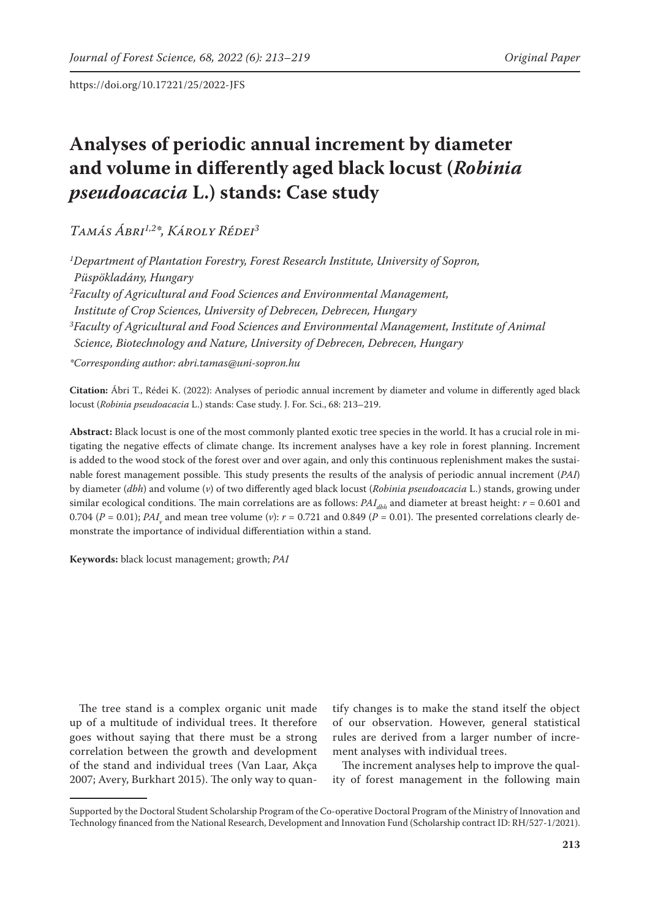https://doi.org/10.17221/25/2022-JFS

# Analyses of periodic annual increment by diameter and volume in differently aged black locust (*Robinia pseudoacacia* L.) stands: Case study

*Tamás Ábri[1,2]*, Károly Rédei[3]*

[1]Department of Plantation Forestry, Forest Research Institute, University of Sopron, Püspökladány, Hungary

[2]Faculty of Agricultural and Food Sciences and Environmental Management, Institute of Crop Sciences, University of Debrecen, Debrecen, Hungary

[3]Faculty of Agricultural and Food Sciences and Environmental Management, Institute of Animal Science, Biotechnology and Nature, University of Debrecen, Debrecen, Hungary

*Corresponding author: abri.tamas@uni-sopron.hu

**Citation:** Ábri T., Rédei K. (2022): Analyses of periodic annual increment by diameter and volume in differently aged black locust (*Robinia pseudoacacia* L.) stands: Case study. J. For. Sci., 68: 213–219.

**Abstract:** Black locust is one of the most commonly planted exotic tree species in the world. It has a crucial role in mitigating the negative effects of climate change. Its increment analyses have a key role in forest planning. Increment is added to the wood stock of the forest over and over again, and only this continuous replenishment makes the sustainable forest management possible. This study presents the results of the analysis of periodic annual increment (*PAI*) by diameter (*dbh*) and volume (*v*) of two differently aged black locust (*Robinia pseudoacacia* L.) stands, growing under similar ecological conditions. The main correlations are as follows: $PAI_{dbh}$ and diameter at breast height: $r = 0.601$ and $0.704$ ($P = 0.01$); $PAI_v$ and mean tree volume ($v$): $r = 0.721$ and $0.849$ ($P = 0.01$). The presented correlations clearly demonstrate the importance of individual differentiation within a stand.

**Keywords:** black locust management; growth; *PAI*

The tree stand is a complex organic unit made up of a multitude of individual trees. It therefore goes without saying that there must be a strong correlation between the growth and development of the stand and individual trees (Van Laar, Akça 2007; Avery, Burkhart 2015). The only way to quantify changes is to make the stand itself the object of our observation. However, general statistical rules are derived from a larger number of increment analyses with individual trees.

The increment analyses help to improve the quality of forest management in the following main

Supported by the Doctoral Student Scholarship Program of the Co-operative Doctoral Program of the Ministry of Innovation and Technology financed from the National Research, Development and Innovation Fund (Scholarship contract ID: RH/527-1/2021).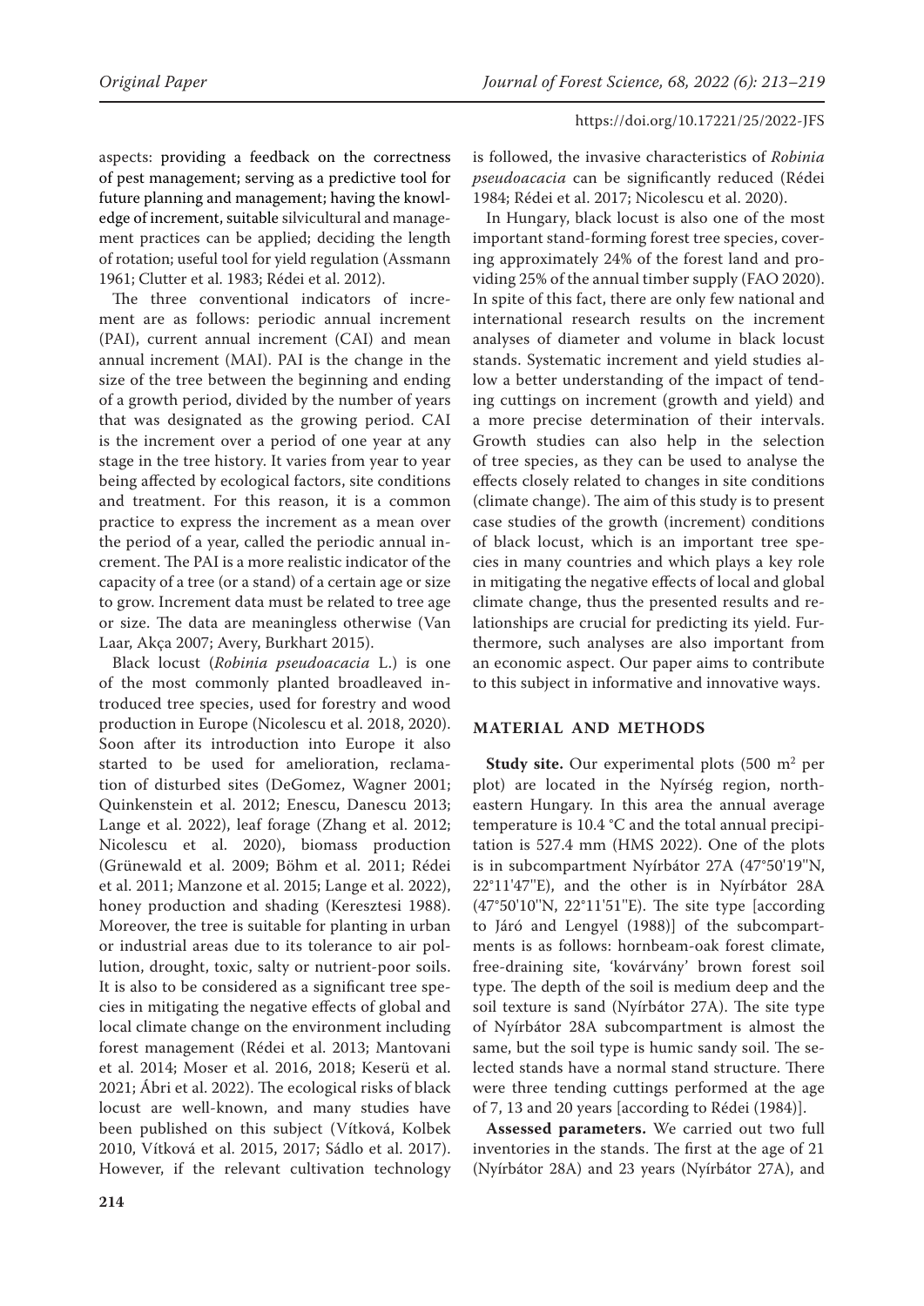aspects: providing a feedback on the correctness of pest management; serving as a predictive tool for future planning and management; having the knowledge of increment, suitable silvicultural and management practices can be applied; deciding the length of rotation; useful tool for yield regulation (Assmann 1961; Clutter et al. 1983; Rédei et al. 2012).

The three conventional indicators of increment are as follows: periodic annual increment (PAI), current annual increment (CAI) and mean annual increment (MAI). PAI is the change in the size of the tree between the beginning and ending of a growth period, divided by the number of years that was designated as the growing period. CAI is the increment over a period of one year at any stage in the tree history. It varies from year to year being affected by ecological factors, site conditions and treatment. For this reason, it is a common practice to express the increment as a mean over the period of a year, called the periodic annual increment. The PAI is a more realistic indicator of the capacity of a tree (or a stand) of a certain age or size to grow. Increment data must be related to tree age or size. The data are meaningless otherwise (Van Laar, Akça 2007; Avery, Burkhart 2015).

Black locust (*Robinia pseudoacacia* L.) is one of the most commonly planted broadleaved introduced tree species, used for forestry and wood production in Europe (Nicolescu et al. 2018, 2020). Soon after its introduction into Europe it also started to be used for amelioration, reclamation of disturbed sites (DeGomez, Wagner 2001; Quinkenstein et al. 2012; Enescu, Danescu 2013; Lange et al. 2022), leaf forage (Zhang et al. 2012; Nicolescu et al. 2020), biomass production (Grünewald et al. 2009; Böhm et al. 2011; Rédei et al. 2011; Manzone et al. 2015; Lange et al. 2022), honey production and shading (Keresztesi 1988). Moreover, the tree is suitable for planting in urban or industrial areas due to its tolerance to air pollution, drought, toxic, salty or nutrient-poor soils. It is also to be considered as a significant tree species in mitigating the negative effects of global and local climate change on the environment including forest management (Rédei et al. 2013; Mantovani et al. 2014; Moser et al. 2016, 2018; Keserü et al. 2021; Ábri et al. 2022). The ecological risks of black locust are well-known, and many studies have been published on this subject (Vítková, Kolbek 2010, Vítková et al. 2015, 2017; Sádlo et al. 2017). However, if the relevant cultivation technology is followed, the invasive characteristics of *Robinia pseudoacacia* can be significantly reduced (Rédei 1984; Rédei et al. 2017; Nicolescu et al. 2020).

In Hungary, black locust is also one of the most important stand-forming forest tree species, covering approximately 24% of the forest land and providing 25% of the annual timber supply (FAO 2020). In spite of this fact, there are only few national and international research results on the increment analyses of diameter and volume in black locust stands. Systematic increment and yield studies allow a better understanding of the impact of tending cuttings on increment (growth and yield) and a more precise determination of their intervals. Growth studies can also help in the selection of tree species, as they can be used to analyse the effects closely related to changes in site conditions (climate change). The aim of this study is to present case studies of the growth (increment) conditions of black locust, which is an important tree species in many countries and which plays a key role in mitigating the negative effects of local and global climate change, thus the presented results and relationships are crucial for predicting its yield. Furthermore, such analyses are also important from an economic aspect. Our paper aims to contribute to this subject in informative and innovative ways.

## MATERIAL AND METHODS

**Study site.** Our experimental plots (500 m$^2$ per plot) are located in the Nyírség region, northeastern Hungary. In this area the annual average temperature is 10.4 °C and the total annual precipitation is 527.4 mm (HMS 2022). One of the plots is in subcompartment Nyírbátor 27A (47°50'19''N, 22°11'47''E), and the other is in Nyírbátor 28A (47°50'10''N, 22°11'51''E). The site type [according to Járó and Lengyel (1988)] of the subcompartments is as follows: hornbeam-oak forest climate, free-draining site, 'kovárvány' brown forest soil type. The depth of the soil is medium deep and the soil texture is sand (Nyírbátor 27A). The site type of Nyírbátor 28A subcompartment is almost the same, but the soil type is humic sandy soil. The selected stands have a normal stand structure. There were three tending cuttings performed at the age of 7, 13 and 20 years [according to Rédei (1984)].

**Assessed parameters.** We carried out two full inventories in the stands. The first at the age of 21 (Nyírbátor 28A) and 23 years (Nyírbátor 27A), and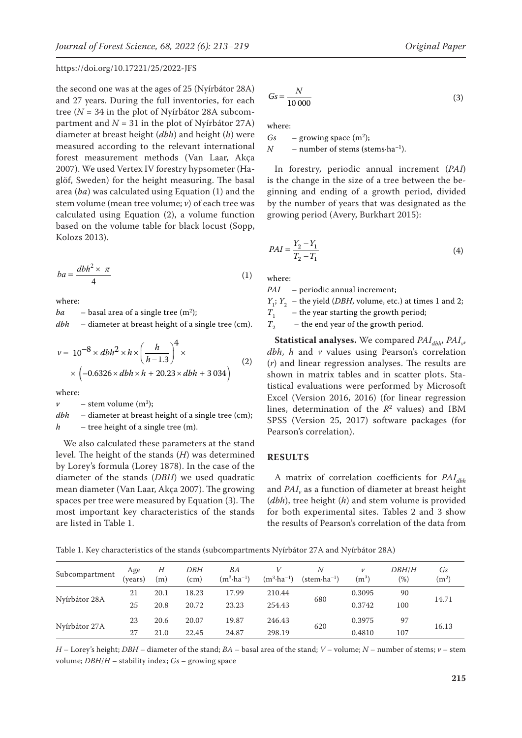the second one was at the ages of 25 (Nyírbátor 28A) and 27 years. During the full inventories, for each tree ($N$ = 34 in the plot of Nyírbátor 28A subcompartment and $N$ = 31 in the plot of Nyírbátor 27A) diameter at breast height (*dbh*) and height (*h*) were measured according to the relevant international forest measurement methods (Van Laar, Akça 2007). We used Vertex IV forestry hypsometer (Haglöf, Sweden) for the height measuring. The basal area (*ba*) was calculated using Equation (1) and the stem volume (mean tree volume; *v*) of each tree was calculated using Equation (2), a volume function based on the volume table for black locust (Sopp, Kolozs 2013).

$$ba = \frac{dbh^2 \times \pi}{4} \tag{1}$$

where:

*ba* – basal area of a single tree (m²);

*dbh* – diameter at breast height of a single tree (cm).

$$v = 10^{-8} \times dbh^2 \times h \times \left(\frac{h}{h-1.3}\right)^4 \times \left(-0.6326 \times dbh \times h + 20.23 \times dbh + 3\,034\right) \tag{2}$$

where:

*v* – stem volume (m³);

*dbh* – diameter at breast height of a single tree (cm);

*h* – tree height of a single tree (m).

We also calculated these parameters at the stand level. The height of the stands (*H*) was determined by Lorey's formula (Lorey 1878). In the case of the diameter of the stands (*DBH*) we used quadratic mean diameter (Van Laar, Akça 2007). The growing spaces per tree were measured by Equation (3). The most important key characteristics of the stands are listed in Table 1.

$$Gs = \frac{N}{10\,000} \tag{3}$$

where:

*Gs* – growing space (m²);

*N* – number of stems (stems·ha⁻¹).

In forestry, periodic annual increment (*PAI*) is the change in the size of a tree between the beginning and ending of a growth period, divided by the number of years that was designated as the growing period (Avery, Burkhart 2015):

$$PAI = \frac{Y_2 - Y_1}{T_2 - T_1} \tag{4}$$

where:

*PAI* – periodic annual increment;

$Y_1$; $Y_2$ – the yield (*DBH*, volume, etc.) at times 1 and 2;

$T_1$ – the year starting the growth period;

$T_2$ – the end year of the growth period.

**Statistical analyses.** We compared $PAI_{dbh}$, $PAI_v$, *dbh*, *h* and *v* values using Pearson's correlation (*r*) and linear regression analyses. The results are shown in matrix tables and in scatter plots. Statistical evaluations were performed by Microsoft Excel (Version 2016, 2016) (for linear regression lines, determination of the $R^2$ values) and IBM SPSS (Version 25, 2017) software packages (for Pearson's correlation).

## RESULTS

A matrix of correlation coefficients for $PAI_{dbh}$ and $PAI_v$ as a function of diameter at breast height (*dbh*), tree height (*h*) and stem volume is provided for both experimental sites. Tables 2 and 3 show the results of Pearson's correlation of the data from

Table 1. Key characteristics of the stands (subcompartments Nyírbátor 27A and Nyírbátor 28A)

| Subcompartment | Age (years) | *H* (m) | *DBH* (cm) | *BA* (m²·ha⁻¹) | *V* (m³·ha⁻¹) | *N* (stem·ha⁻¹) | *v* (m³) | *DBH*/*H* (%) | *Gs* (m²) |
|---|---|---|---|---|---|---|---|---|---|
| Nyírbátor 28A | 21 | 20.1 | 18.23 | 17.99 | 210.44 | 680 | 0.3095 | 90 | 14.71 |
| | 25 | 20.8 | 20.72 | 23.23 | 254.43 | | 0.3742 | 100 | |
| Nyírbátor 27A | 23 | 20.6 | 20.07 | 19.87 | 246.43 | 620 | 0.3975 | 97 | 16.13 |
| | 27 | 21.0 | 22.45 | 24.87 | 298.19 | | 0.4810 | 107 | |

*H* – Lorey's height; *DBH* – diameter of the stand; *BA* – basal area of the stand; *V* – volume; *N* – number of stems; *v* – stem volume; *DBH*/*H* – stability index; *Gs* – growing space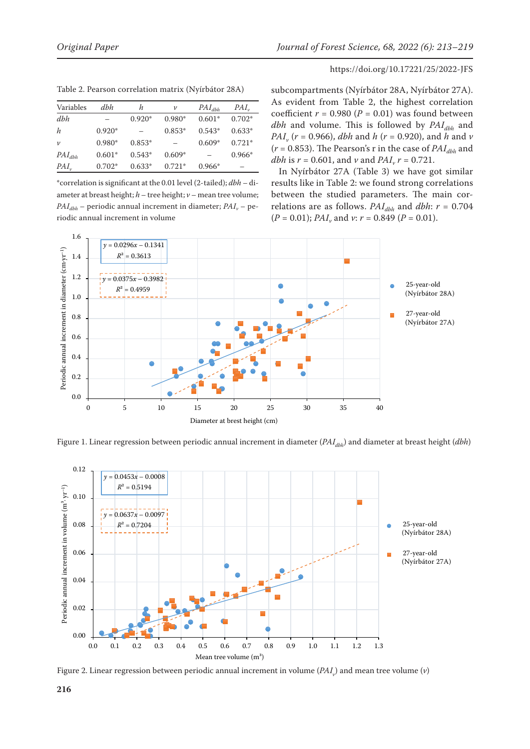Table 2. Pearson correlation matrix (Nyírbátor 28A)

| Variables | *dbh* | *h* | *v* | $PAI_{dbh}$ | $PAI_v$ |
|---|---|---|---|---|---|
| *dbh* | – | 0.920* | 0.980* | 0.601* | 0.702* |
| *h* | 0.920* | – | 0.853* | 0.543* | 0.633* |
| *v* | 0.980* | 0.853* | – | 0.609* | 0.721* |
| $PAI_{dbh}$ | 0.601* | 0.543* | 0.609* | – | 0.966* |
| $PAI_v$ | 0.702* | 0.633* | 0.721* | 0.966* | – |

*correlation is significant at the 0.01 level (2-tailed); *dbh* – diameter at breast height; *h* – tree height; *v* – mean tree volume; $PAI_{dbh}$ – periodic annual increment in diameter; $PAI_v$ – periodic annual increment in volume

subcompartments (Nyírbátor 28A, Nyírbátor 27A). As evident from Table 2, the highest correlation coefficient $r = 0.980$ ($P = 0.01$) was found between *dbh* and volume. This is followed by $PAI_{dbh}$ and $PAI_v$ ($r = 0.966$), *dbh* and *h* ($r = 0.920$), and *h* and *v* ($r = 0.853$). The Pearson's r in the case of $PAI_{dbh}$ and *dbh* is $r = 0.601$, and *v* and $PAI_v$ $r = 0.721$.

In Nyírbátor 27A (Table 3) we have got similar results like in Table 2: we found strong correlations between the studied parameters. The main correlations are as follows. $PAI_{dbh}$ and *dbh*: $r = 0.704$ ($P = 0.01$); $PAI_v$ and *v*: $r = 0.849$ ($P = 0.01$).

Figure 1. Linear regression between periodic annual increment in diameter ($PAI_{dbh}$) and diameter at breast height (*dbh*)

Figure 2. Linear regression between periodic annual increment in volume ($PAI_v$) and mean tree volume (*v*)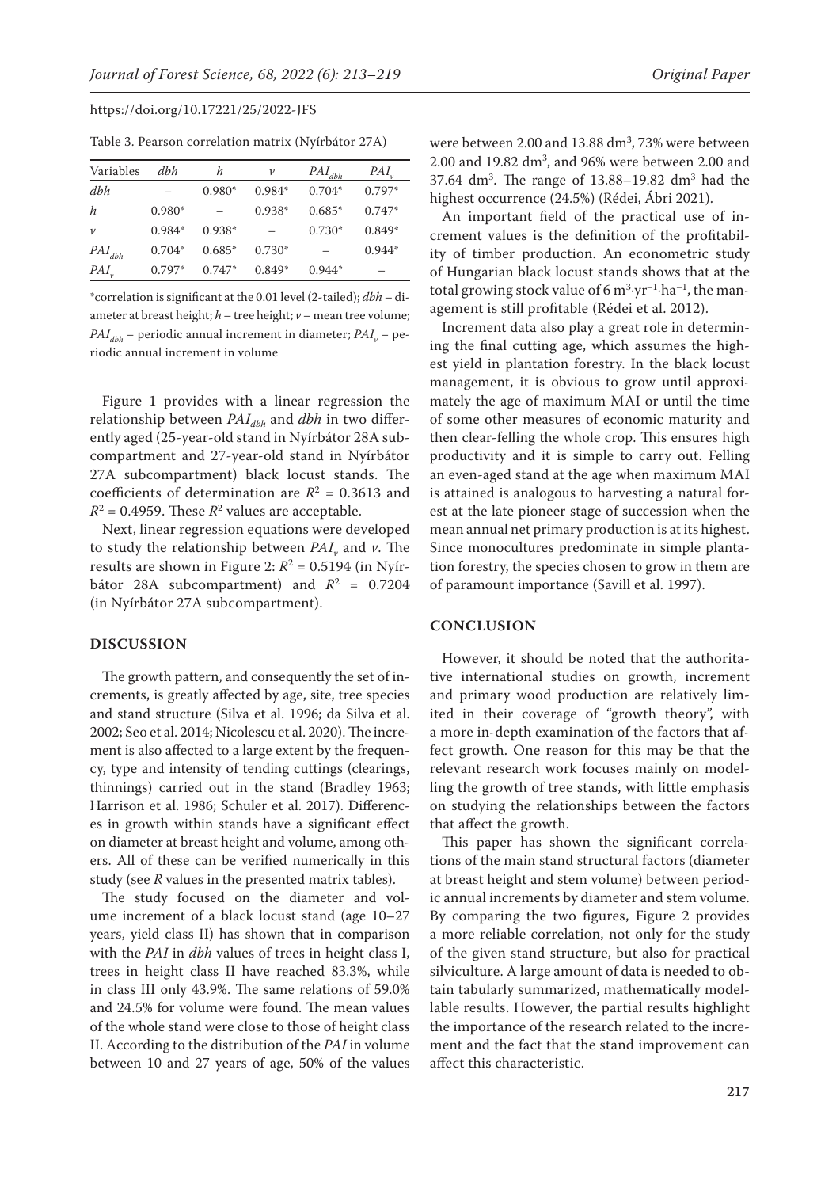Table 3. Pearson correlation matrix (Nyírbátor 27A)

| Variables | *dbh* | *h* | *v* | $PAI_{dbh}$ | $PAI_v$ |
|---|---|---|---|---|---|
| *dbh* | – | 0.980* | 0.984* | 0.704* | 0.797* |
| *h* | 0.980* | – | 0.938* | 0.685* | 0.747* |
| *v* | 0.984* | 0.938* | – | 0.730* | 0.849* |
| $PAI_{dbh}$ | 0.704* | 0.685* | 0.730* | – | 0.944* |
| $PAI_v$ | 0.797* | 0.747* | 0.849* | 0.944* | – |

*correlation is significant at the 0.01 level (2-tailed); *dbh* – diameter at breast height; *h* – tree height; *v* – mean tree volume; $PAI_{dbh}$ – periodic annual increment in diameter; $PAI_v$ – periodic annual increment in volume

Figure 1 provides with a linear regression the relationship between $PAI_{dbh}$ and *dbh* in two differently aged (25-year-old stand in Nyírbátor 28A subcompartment and 27-year-old stand in Nyírbátor 27A subcompartment) black locust stands. The coefficients of determination are $R^2$ = 0.3613 and $R^2$ = 0.4959. These $R^2$ values are acceptable.

Next, linear regression equations were developed to study the relationship between $PAI_v$ and *v*. The results are shown in Figure 2: $R^2$ = 0.5194 (in Nyírbátor 28A subcompartment) and $R^2$ = 0.7204 (in Nyírbátor 27A subcompartment).

## DISCUSSION

The growth pattern, and consequently the set of increments, is greatly affected by age, site, tree species and stand structure (Silva et al. 1996; da Silva et al. 2002; Seo et al. 2014; Nicolescu et al. 2020). The increment is also affected to a large extent by the frequency, type and intensity of tending cuttings (clearings, thinnings) carried out in the stand (Bradley 1963; Harrison et al. 1986; Schuler et al. 2017). Differences in growth within stands have a significant effect on diameter at breast height and volume, among others. All of these can be verified numerically in this study (see *R* values in the presented matrix tables).

The study focused on the diameter and volume increment of a black locust stand (age 10–27 years, yield class II) has shown that in comparison with the *PAI* in *dbh* values of trees in height class I, trees in height class II have reached 83.3%, while in class III only 43.9%. The same relations of 59.0% and 24.5% for volume were found. The mean values of the whole stand were close to those of height class II. According to the distribution of the *PAI* in volume between 10 and 27 years of age, 50% of the values were between 2.00 and 13.88 $dm^3$, 73% were between 2.00 and 19.82 $dm^3$, and 96% were between 2.00 and 37.64 $dm^3$. The range of 13.88–19.82 $dm^3$ had the highest occurrence (24.5%) (Rédei, Ábri 2021).

An important field of the practical use of increment values is the definition of the profitability of timber production. An econometric study of Hungarian black locust stands shows that at the total growing stock value of 6 $m^3 \cdot yr^{-1} \cdot ha^{-1}$, the management is still profitable (Rédei et al. 2012).

Increment data also play a great role in determining the final cutting age, which assumes the highest yield in plantation forestry. In the black locust management, it is obvious to grow until approximately the age of maximum MAI or until the time of some other measures of economic maturity and then clear-felling the whole crop. This ensures high productivity and it is simple to carry out. Felling an even-aged stand at the age when maximum MAI is attained is analogous to harvesting a natural forest at the late pioneer stage of succession when the mean annual net primary production is at its highest. Since monocultures predominate in simple plantation forestry, the species chosen to grow in them are of paramount importance (Savill et al. 1997).

## CONCLUSION

However, it should be noted that the authoritative international studies on growth, increment and primary wood production are relatively limited in their coverage of "growth theory", with a more in-depth examination of the factors that affect growth. One reason for this may be that the relevant research work focuses mainly on modelling the growth of tree stands, with little emphasis on studying the relationships between the factors that affect the growth.

This paper has shown the significant correlations of the main stand structural factors (diameter at breast height and stem volume) between periodic annual increments by diameter and stem volume. By comparing the two figures, Figure 2 provides a more reliable correlation, not only for the study of the given stand structure, but also for practical silviculture. A large amount of data is needed to obtain tabularly summarized, mathematically modellable results. However, the partial results highlight the importance of the research related to the increment and the fact that the stand improvement can affect this characteristic.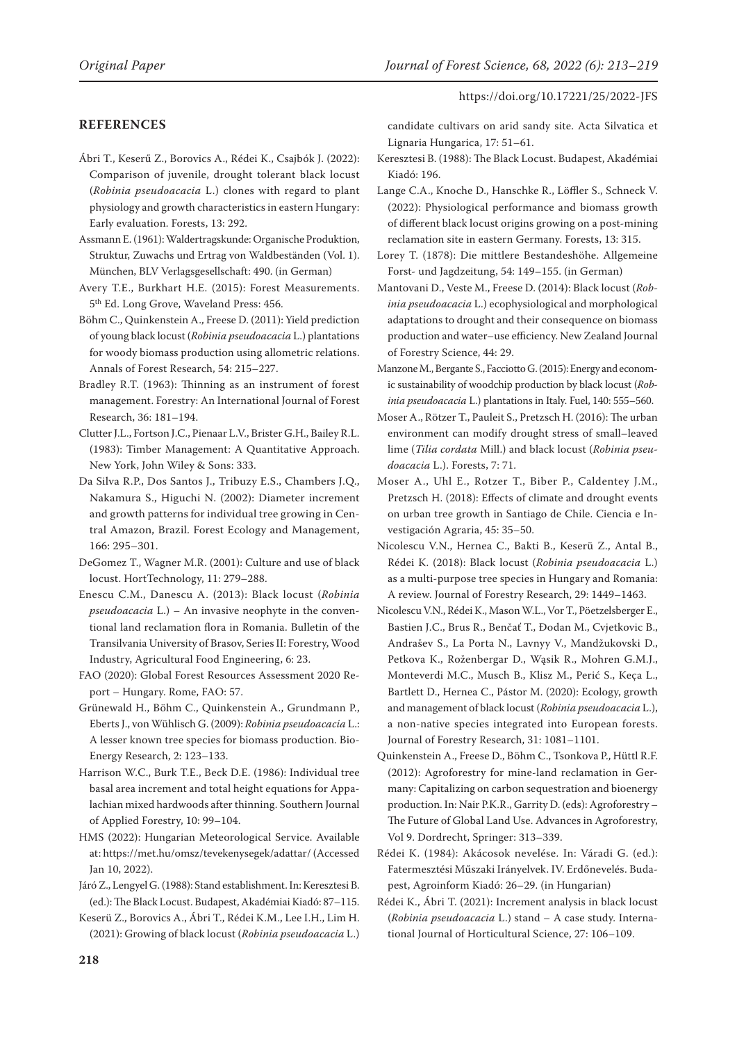## REFERENCES

Ábri T., Keserű Z., Borovics A., Rédei K., Csajbók J. (2022): Comparison of juvenile, drought tolerant black locust (*Robinia pseudoacacia* L.) clones with regard to plant physiology and growth characteristics in eastern Hungary: Early evaluation. Forests, 13: 292.

Assmann E. (1961): Waldertragskunde: Organische Produktion, Struktur, Zuwachs und Ertrag von Waldbeständen (Vol. 1). München, BLV Verlagsgesellschaft: 490. (in German)

Avery T.E., Burkhart H.E. (2015): Forest Measurements. 5th Ed. Long Grove, Waveland Press: 456.

Böhm C., Quinkenstein A., Freese D. (2011): Yield prediction of young black locust (*Robinia pseudoacacia* L.) plantations for woody biomass production using allometric relations. Annals of Forest Research, 54: 215–227.

Bradley R.T. (1963): Thinning as an instrument of forest management. Forestry: An International Journal of Forest Research, 36: 181–194.

Clutter J.L., Fortson J.C., Pienaar L.V., Brister G.H., Bailey R.L. (1983): Timber Management: A Quantitative Approach. New York, John Wiley & Sons: 333.

Da Silva R.P., Dos Santos J., Tribuzy E.S., Chambers J.Q., Nakamura S., Higuchi N. (2002): Diameter increment and growth patterns for individual tree growing in Central Amazon, Brazil. Forest Ecology and Management, 166: 295–301.

DeGomez T., Wagner M.R. (2001): Culture and use of black locust. HortTechnology, 11: 279–288.

Enescu C.M., Danescu A. (2013): Black locust (*Robinia pseudoacacia* L.) – An invasive neophyte in the conventional land reclamation flora in Romania. Bulletin of the Transilvania University of Brasov, Series II: Forestry, Wood Industry, Agricultural Food Engineering, 6: 23.

FAO (2020): Global Forest Resources Assessment 2020 Report – Hungary. Rome, FAO: 57.

Grünewald H., Böhm C., Quinkenstein A., Grundmann P., Eberts J., von Wühlisch G. (2009): *Robinia pseudoacacia* L.: A lesser known tree species for biomass production. BioEnergy Research, 2: 123–133.

Harrison W.C., Burk T.E., Beck D.E. (1986): Individual tree basal area increment and total height equations for Appalachian mixed hardwoods after thinning. Southern Journal of Applied Forestry, 10: 99–104.

HMS (2022): Hungarian Meteorological Service. Available at: https://met.hu/omsz/tevekenysegek/adattar/ (Accessed Jan 10, 2022).

Járó Z., Lengyel G. (1988): Stand establishment. In: Keresztesi B. (ed.): The Black Locust. Budapest, Akadémiai Kiadó: 87–115.

Keserű Z., Borovics A., Ábri T., Rédei K.M., Lee I.H., Lim H. (2021): Growing of black locust (*Robinia pseudoacacia* L.) candidate cultivars on arid sandy site. Acta Silvatica et Lignaria Hungarica, 17: 51–61.

Keresztesi B. (1988): The Black Locust. Budapest, Akadémiai Kiadó: 196.

Lange C.A., Knoche D., Hanschke R., Löffler S., Schneck V. (2022): Physiological performance and biomass growth of different black locust origins growing on a post-mining reclamation site in eastern Germany. Forests, 13: 315.

Lorey T. (1878): Die mittlere Bestandeshöhe. Allgemeine Forst- und Jagdzeitung, 54: 149–155. (in German)

Mantovani D., Veste M., Freese D. (2014): Black locust (*Robinia pseudoacacia* L.) ecophysiological and morphological adaptations to drought and their consequence on biomass production and water–use efficiency. New Zealand Journal of Forestry Science, 44: 29.

Manzone M., Bergante S., Facciotto G. (2015): Energy and economic sustainability of woodchip production by black locust (*Robinia pseudoacacia* L.) plantations in Italy. Fuel, 140: 555–560.

Moser A., Rötzer T., Pauleit S., Pretzsch H. (2016): The urban environment can modify drought stress of small–leaved lime (*Tilia cordata* Mill.) and black locust (*Robinia pseudoacacia* L.). Forests, 7: 71.

Moser A., Uhl E., Rotzer T., Biber P., Caldentey J.M., Pretzsch H. (2018): Effects of climate and drought events on urban tree growth in Santiago de Chile. Ciencia e Investigación Agraria, 45: 35–50.

Nicolescu V.N., Hernea C., Bakti B., Keserü Z., Antal B., Rédei K. (2018): Black locust (*Robinia pseudoacacia* L.) as a multi-purpose tree species in Hungary and Romania: A review. Journal of Forestry Research, 29: 1449–1463.

Nicolescu V.N., Rédei K., Mason W.L., Vor T., Pöetzelsberger E., Bastien J.C., Brus R., Benčať T., Đodan M., Cvjetkovic B., Andrašev S., La Porta N., Lavnyy V., Mandžukovski D., Petkova K., Roženbergar D., Wąsik R., Mohren G.M.J., Monteverdi M.C., Musch B., Klisz M., Perić S., Keça L., Bartlett D., Hernea C., Pástor M. (2020): Ecology, growth and management of black locust (*Robinia pseudoacacia* L.), a non-native species integrated into European forests. Journal of Forestry Research, 31: 1081–1101.

Quinkenstein A., Freese D., Böhm C., Tsonkova P., Hüttl R.F. (2012): Agroforestry for mine-land reclamation in Germany: Capitalizing on carbon sequestration and bioenergy production. In: Nair P.K.R., Garrity D. (eds): Agroforestry – The Future of Global Land Use. Advances in Agroforestry, Vol 9. Dordrecht, Springer: 313–339.

Rédei K. (1984): Akácosok nevelése. In: Váradi G. (ed.): Fatermesztési Műszaki Irányelvek. IV. Erdőnevelés. Budapest, Agroinform Kiadó: 26–29. (in Hungarian)

Rédei K., Ábri T. (2021): Increment analysis in black locust (*Robinia pseudoacacia* L.) stand – A case study. International Journal of Horticultural Science, 27: 106–109.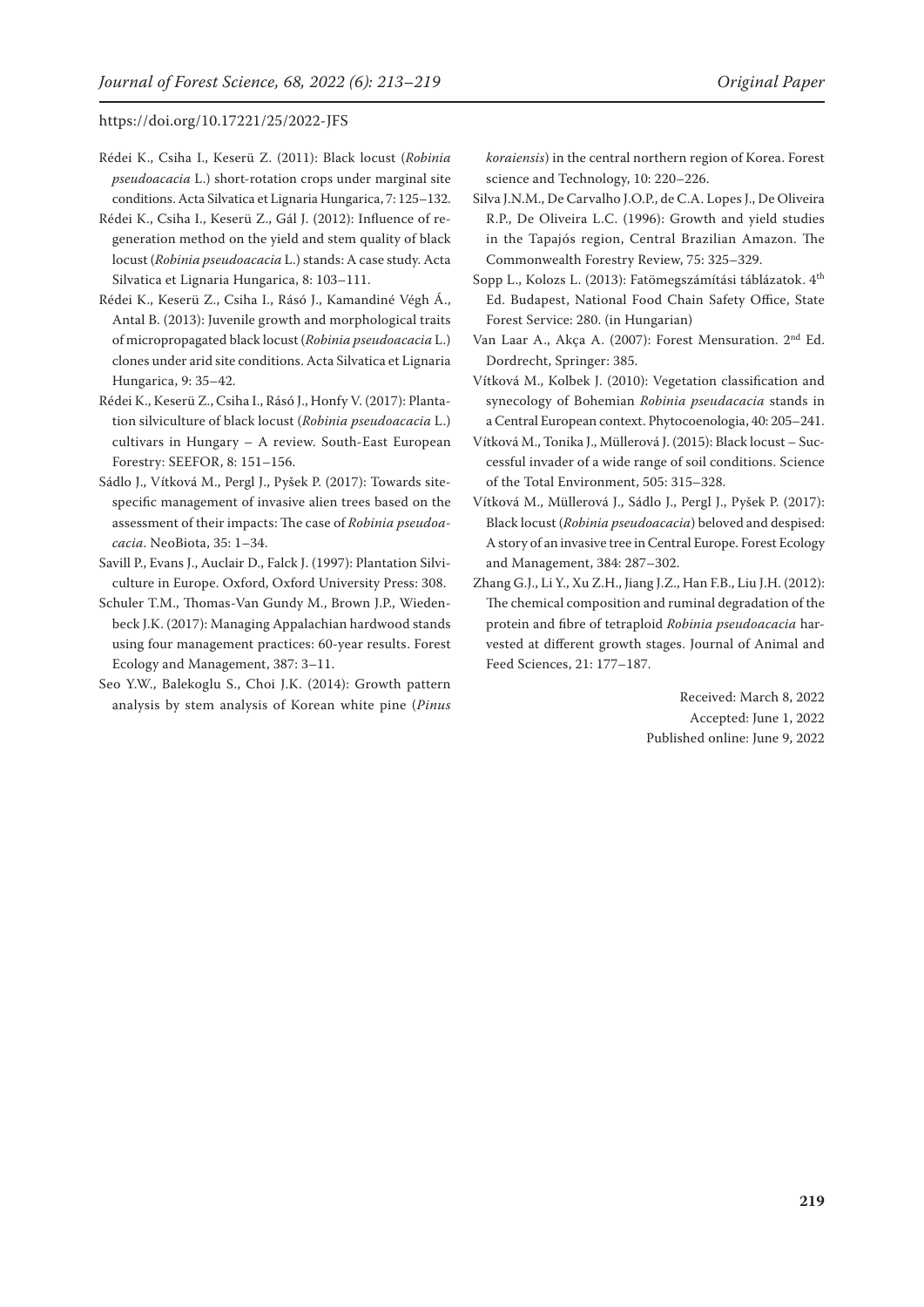Rédei K., Csiha I., Keserü Z. (2011): Black locust (*Robinia pseudoacacia* L.) short-rotation crops under marginal site conditions. Acta Silvatica et Lignaria Hungarica, 7: 125–132.

Rédei K., Csiha I., Keserü Z., Gál J. (2012): Influence of regeneration method on the yield and stem quality of black locust (*Robinia pseudoacacia* L.) stands: A case study. Acta Silvatica et Lignaria Hungarica, 8: 103–111.

Rédei K., Keserü Z., Csiha I., Rásó J., Kamandiné Végh Á., Antal B. (2013): Juvenile growth and morphological traits of micropropagated black locust (*Robinia pseudoacacia* L.) clones under arid site conditions. Acta Silvatica et Lignaria Hungarica, 9: 35–42.

Rédei K., Keserü Z., Csiha I., Rásó J., Honfy V. (2017): Plantation silviculture of black locust (*Robinia pseudoacacia* L.) cultivars in Hungary – A review. South-East European Forestry: SEEFOR, 8: 151–156.

Sádlo J., Vítková M., Pergl J., Pyšek P. (2017): Towards site-specific management of invasive alien trees based on the assessment of their impacts: The case of *Robinia pseudoacacia*. NeoBiota, 35: 1–34.

Savill P., Evans J., Auclair D., Falck J. (1997): Plantation Silviculture in Europe. Oxford, Oxford University Press: 308.

Schuler T.M., Thomas-Van Gundy M., Brown J.P., Wiedenbeck J.K. (2017): Managing Appalachian hardwood stands using four management practices: 60-year results. Forest Ecology and Management, 387: 3–11.

Seo Y.W., Balekoglu S., Choi J.K. (2014): Growth pattern analysis by stem analysis of Korean white pine (*Pinus koraiensis*) in the central northern region of Korea. Forest science and Technology, 10: 220–226.

Silva J.N.M., De Carvalho J.O.P., de C.A. Lopes J., De Oliveira R.P., De Oliveira L.C. (1996): Growth and yield studies in the Tapajós region, Central Brazilian Amazon. The Commonwealth Forestry Review, 75: 325–329.

Sopp L., Kolozs L. (2013): Fatömegszámítási táblázatok. 4th Ed. Budapest, National Food Chain Safety Office, State Forest Service: 280. (in Hungarian)

Van Laar A., Akça A. (2007): Forest Mensuration. 2nd Ed. Dordrecht, Springer: 385.

Vítková M., Kolbek J. (2010): Vegetation classification and synecology of Bohemian *Robinia pseudacacia* stands in a Central European context. Phytocoenologia, 40: 205–241.

Vítková M., Tonika J., Müllerová J. (2015): Black locust – Successful invader of a wide range of soil conditions. Science of the Total Environment, 505: 315–328.

Vítková M., Müllerová J., Sádlo J., Pergl J., Pyšek P. (2017): Black locust (*Robinia pseudoacacia*) beloved and despised: A story of an invasive tree in Central Europe. Forest Ecology and Management, 384: 287–302.

Zhang G.J., Li Y., Xu Z.H., Jiang J.Z., Han F.B., Liu J.H. (2012): The chemical composition and ruminal degradation of the protein and fibre of tetraploid *Robinia pseudoacacia* harvested at different growth stages. Journal of Animal and Feed Sciences, 21: 177–187.

Received: March 8, 2022
Accepted: June 1, 2022
Published online: June 9, 2022